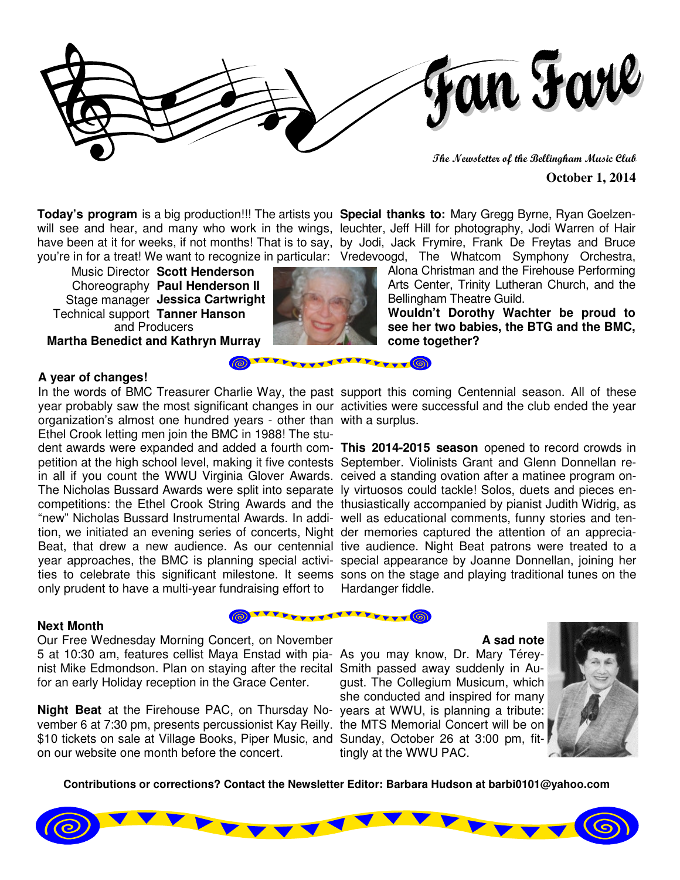# Fan Fare

*The Newsletter of the Bellingham Music Club*

**October 1, 2014**

**Today's program** is a big production!!! The artists you will see and hear, and many who work in the wings, have been at it for weeks, if not months! That is to say, you're in for a treat! We want to recognize in particular:

Music Director **Scott Henderson**
Choreography **Paul Henderson II**
Stage manager **Jessica Cartwright**
Technical support **Tanner Hanson**
and Producers
**Martha Benedict and Kathryn Murray**

**Special thanks to:** Mary Gregg Byrne, Ryan Goelzenleuchter, Jeff Hill for photography, Jodi Warren of Hair by Jodi, Jack Frymire, Frank De Freytas and Bruce Vredevoogd, The Whatcom Symphony Orchestra, Alona Christman and the Firehouse Performing Arts Center, Trinity Lutheran Church, and the Bellingham Theatre Guild.

**Wouldn't Dorothy Wachter be proud to see her two babies, the BTG and the BMC, come together?**

### A year of changes!

In the words of BMC Treasurer Charlie Way, the past year probably saw the most significant changes in our organization's almost one hundred years - other than Ethel Crook letting men join the BMC in 1988! The student awards were expanded and added a fourth competition at the high school level, making it five contests in all if you count the WWU Virginia Glover Awards. The Nicholas Bussard Awards were split into separate competitions: the Ethel Crook String Awards and the "new" Nicholas Bussard Instrumental Awards. In addition, we initiated an evening series of concerts, Night Beat, that drew a new audience. As our centennial year approaches, the BMC is planning special activities to celebrate this significant milestone. It seems only prudent to have a multi-year fundraising effort to support this coming Centennial season. All of these activities were successful and the club ended the year with a surplus.

**This 2014-2015 season** opened to record crowds in September. Violinists Grant and Glenn Donnellan received a standing ovation after a matinee program only virtuosos could tackle! Solos, duets and pieces enthusiastically accompanied by pianist Judith Widrig, as well as educational comments, funny stories and tender memories captured the attention of an appreciative audience. Night Beat patrons were treated to a special appearance by Joanne Donnellan, joining her sons on the stage and playing traditional tunes on the Hardanger fiddle.

### Next Month

Our Free Wednesday Morning Concert, on November 5 at 10:30 am, features cellist Maya Enstad with pianist Mike Edmondson. Plan on staying after the recital for an early Holiday reception in the Grace Center.

**Night Beat** at the Firehouse PAC, on Thursday November 6 at 7:30 pm, presents percussionist Kay Reilly. $10 tickets on sale at Village Books, Piper Music, and on our website one month before the concert.

### A sad note

As you may know, Dr. Mary Térey-Smith passed away suddenly in August. The Collegium Musicum, which she conducted and inspired for many years at WWU, is planning a tribute: the MTS Memorial Concert will be on Sunday, October 26 at 3:00 pm, fittingly at the WWU PAC.

**Contributions or corrections? Contact the Newsletter Editor: Barbara Hudson at barbi0101@yahoo.com**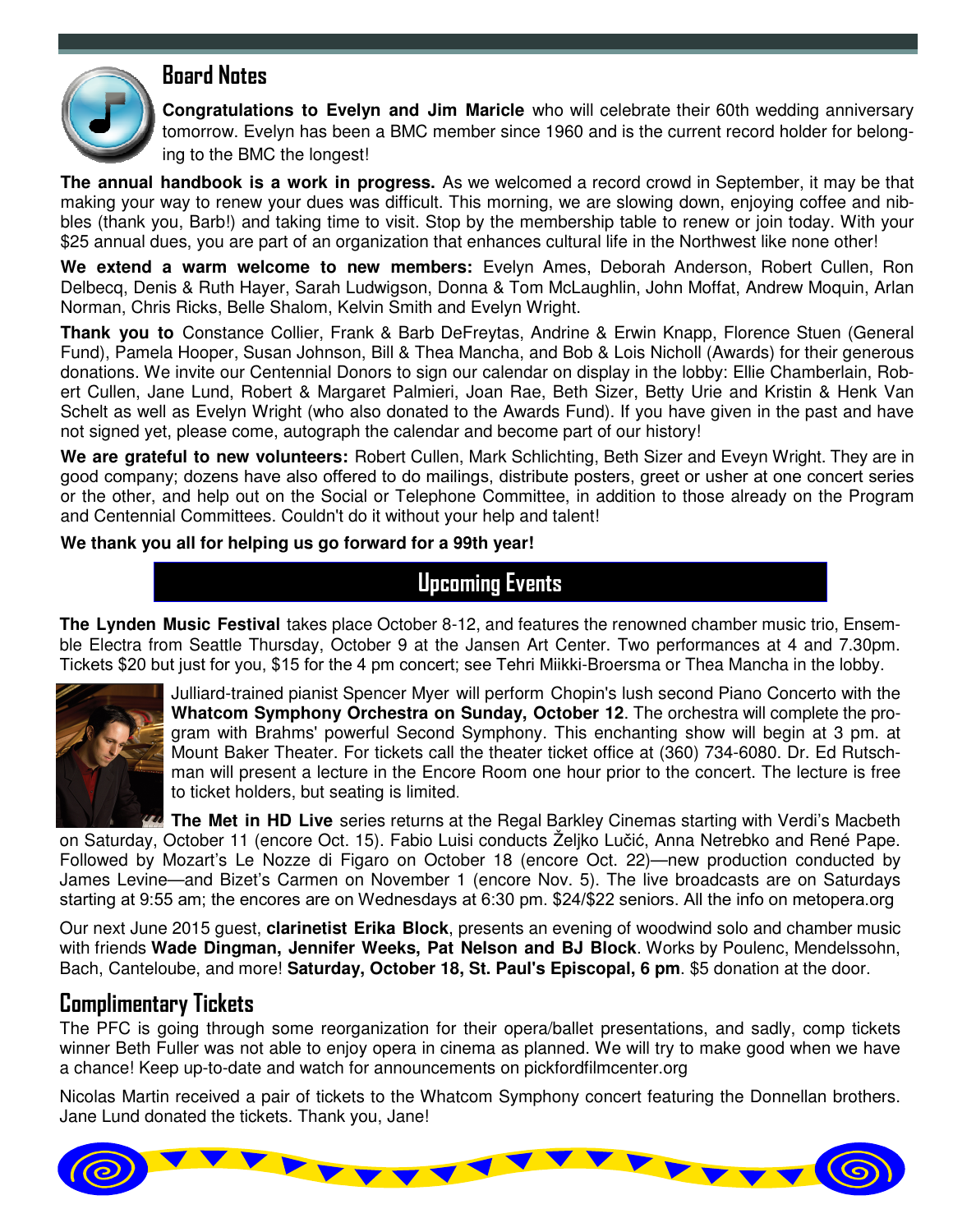## Board Notes

**Congratulations to Evelyn and Jim Maricle** who will celebrate their 60th wedding anniversary tomorrow. Evelyn has been a BMC member since 1960 and is the current record holder for belonging to the BMC the longest!

**The annual handbook is a work in progress.** As we welcomed a record crowd in September, it may be that making your way to renew your dues was difficult. This morning, we are slowing down, enjoying coffee and nibbles (thank you, Barb!) and taking time to visit. Stop by the membership table to renew or join today. With your $25 annual dues, you are part of an organization that enhances cultural life in the Northwest like none other!

**We extend a warm welcome to new members:** Evelyn Ames, Deborah Anderson, Robert Cullen, Ron Delbecq, Denis & Ruth Hayer, Sarah Ludwigson, Donna & Tom McLaughlin, John Moffat, Andrew Moquin, Arlan Norman, Chris Ricks, Belle Shalom, Kelvin Smith and Evelyn Wright.

**Thank you to** Constance Collier, Frank & Barb DeFreytas, Andrine & Erwin Knapp, Florence Stuen (General Fund), Pamela Hooper, Susan Johnson, Bill & Thea Mancha, and Bob & Lois Nicholl (Awards) for their generous donations. We invite our Centennial Donors to sign our calendar on display in the lobby: Ellie Chamberlain, Robert Cullen, Jane Lund, Robert & Margaret Palmieri, Joan Rae, Beth Sizer, Betty Urie and Kristin & Henk Van Schelt as well as Evelyn Wright (who also donated to the Awards Fund). If you have given in the past and have not signed yet, please come, autograph the calendar and become part of our history!

**We are grateful to new volunteers:** Robert Cullen, Mark Schlichting, Beth Sizer and Eveyn Wright. They are in good company; dozens have also offered to do mailings, distribute posters, greet or usher at one concert series or the other, and help out on the Social or Telephone Committee, in addition to those already on the Program and Centennial Committees. Couldn't do it without your help and talent!

**We thank you all for helping us go forward for a 99th year!**

## Upcoming Events

**The Lynden Music Festival** takes place October 8-12, and features the renowned chamber music trio, Ensemble Electra from Seattle Thursday, October 9 at the Jansen Art Center. Two performances at 4 and 7.30pm. Tickets $20 but just for you, $15 for the 4 pm concert; see Tehri Miikki-Broersma or Thea Mancha in the lobby.

Julliard-trained pianist Spencer Myer will perform Chopin's lush second Piano Concerto with the **Whatcom Symphony Orchestra on Sunday, October 12**. The orchestra will complete the program with Brahms' powerful Second Symphony. This enchanting show will begin at 3 pm. at Mount Baker Theater. For tickets call the theater ticket office at (360) 734-6080. Dr. Ed Rutschman will present a lecture in the Encore Room one hour prior to the concert. The lecture is free to ticket holders, but seating is limited.

**The Met in HD Live** series returns at the Regal Barkley Cinemas starting with Verdi's Macbeth on Saturday, October 11 (encore Oct. 15). Fabio Luisi conducts Željko Lučić, Anna Netrebko and René Pape. Followed by Mozart's Le Nozze di Figaro on October 18 (encore Oct. 22)—new production conducted by James Levine—and Bizet's Carmen on November 1 (encore Nov. 5). The live broadcasts are on Saturdays starting at 9:55 am; the encores are on Wednesdays at 6:30 pm. $24/$22 seniors. All the info on metopera.org

Our next June 2015 guest, **clarinetist Erika Block**, presents an evening of woodwind solo and chamber music with friends **Wade Dingman, Jennifer Weeks, Pat Nelson and BJ Block**. Works by Poulenc, Mendelssohn, Bach, Canteloube, and more! **Saturday, October 18, St. Paul's Episcopal, 6 pm**. $5 donation at the door.

## Complimentary Tickets

The PFC is going through some reorganization for their opera/ballet presentations, and sadly, comp tickets winner Beth Fuller was not able to enjoy opera in cinema as planned. We will try to make good when we have a chance! Keep up-to-date and watch for announcements on pickfordfilmcenter.org

Nicolas Martin received a pair of tickets to the Whatcom Symphony concert featuring the Donnellan brothers. Jane Lund donated the tickets. Thank you, Jane!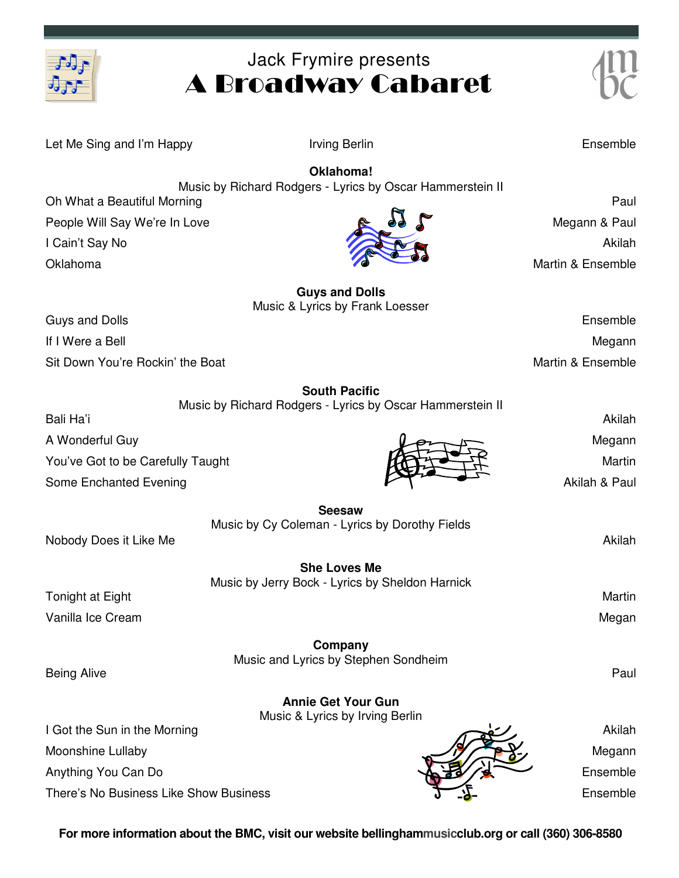# Jack Frymire presents
# A Broadway Cabaret

| Song | Composer | Performer |
|---|---|---|
| Let Me Sing and I'm Happy | Irving Berlin | Ensemble |

**Oklahoma!**
Music by Richard Rodgers - Lyrics by Oscar Hammerstein II

| Song | Performer |
|---|---|
| Oh What a Beautiful Morning | Paul |
| People Will Say We're In Love | Megann & Paul |
| I Cain't Say No | Akilah |
| Oklahoma | Martin & Ensemble |

**Guys and Dolls**
Music & Lyrics by Frank Loesser

| Song | Performer |
|---|---|
| Guys and Dolls | Ensemble |
| If I Were a Bell | Megann |
| Sit Down You're Rockin' the Boat | Martin & Ensemble |

**South Pacific**
Music by Richard Rodgers - Lyrics by Oscar Hammerstein II

| Song | Performer |
|---|---|
| Bali Ha'i | Akilah |
| A Wonderful Guy | Megann |
| You've Got to be Carefully Taught | Martin |
| Some Enchanted Evening | Akilah & Paul |

**Seesaw**
Music by Cy Coleman - Lyrics by Dorothy Fields

| Song | Performer |
|---|---|
| Nobody Does it Like Me | Akilah |

**She Loves Me**
Music by Jerry Bock - Lyrics by Sheldon Harnick

| Song | Performer |
|---|---|
| Tonight at Eight | Martin |
| Vanilla Ice Cream | Megan |

**Company**
Music and Lyrics by Stephen Sondheim

| Song | Performer |
|---|---|
| Being Alive | Paul |

**Annie Get Your Gun**
Music & Lyrics by Irving Berlin

| Song | Performer |
|---|---|
| I Got the Sun in the Morning | Akilah |
| Moonshine Lullaby | Megann |
| Anything You Can Do | Ensemble |
| There's No Business Like Show Business | Ensemble |

**For more information about the BMC, visit our website bellinghammusicclub.org or call (360) 306-8580**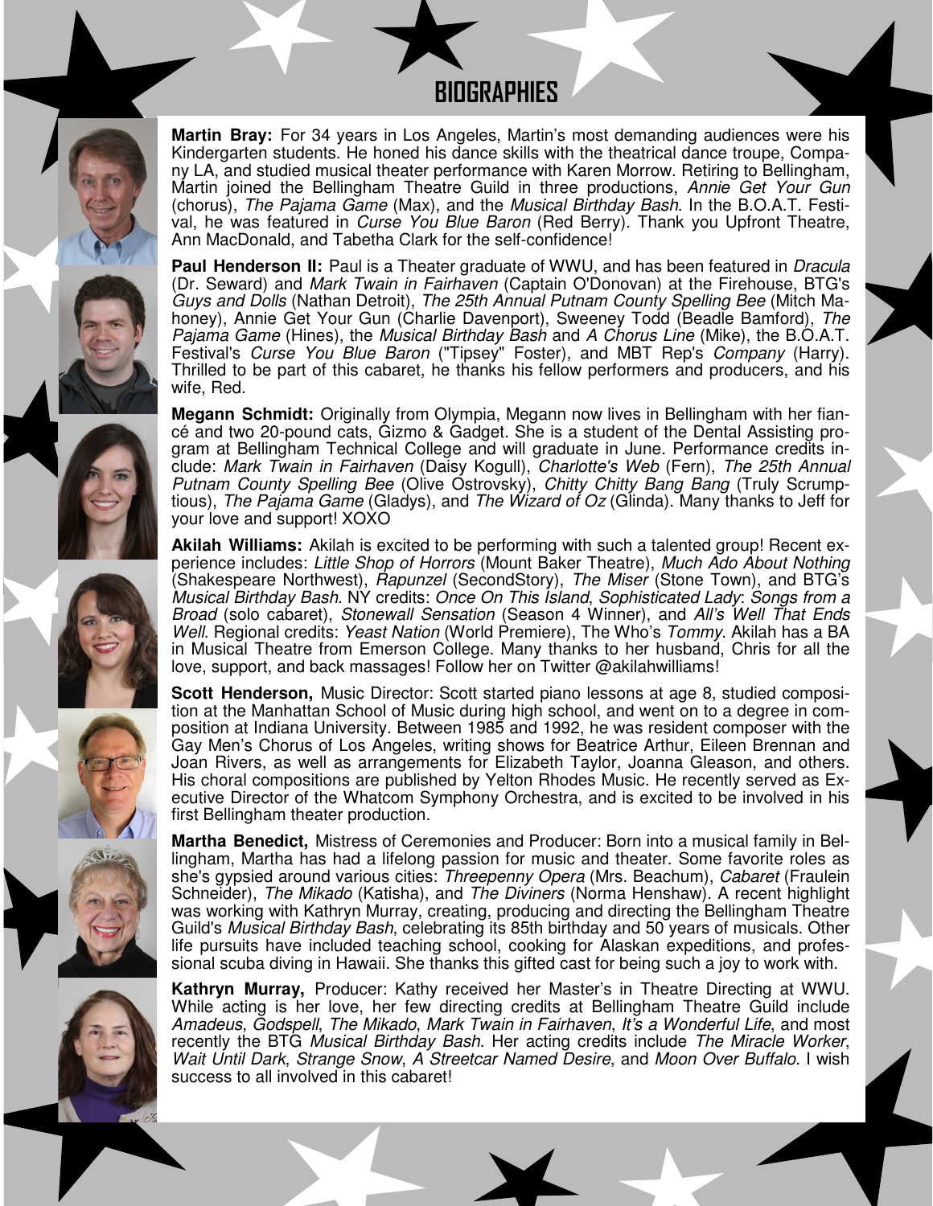# BIOGRAPHIES

**Martin Bray:** For 34 years in Los Angeles, Martin's most demanding audiences were his Kindergarten students. He honed his dance skills with the theatrical dance troupe, Company LA, and studied musical theater performance with Karen Morrow. Retiring to Bellingham, Martin joined the Bellingham Theatre Guild in three productions, *Annie Get Your Gun* (chorus), *The Pajama Game* (Max), and the *Musical Birthday Bash*. In the B.O.A.T. Festival, he was featured in *Curse You Blue Baron* (Red Berry). Thank you Upfront Theatre, Ann MacDonald, and Tabetha Clark for the self-confidence!

**Paul Henderson II:** Paul is a Theater graduate of WWU, and has been featured in *Dracula* (Dr. Seward) and *Mark Twain in Fairhaven* (Captain O'Donovan) at the Firehouse, BTG's *Guys and Dolls* (Nathan Detroit), *The 25th Annual Putnam County Spelling Bee* (Mitch Mahoney), Annie Get Your Gun (Charlie Davenport), Sweeney Todd (Beadle Bamford), *The Pajama Game* (Hines), the *Musical Birthday Bash* and *A Chorus Line* (Mike), the B.O.A.T. Festival's *Curse You Blue Baron* ("Tipsey" Foster), and MBT Rep's *Company* (Harry). Thrilled to be part of this cabaret, he thanks his fellow performers and producers, and his wife, Red.

**Megann Schmidt:** Originally from Olympia, Megann now lives in Bellingham with her fiancé and two 20-pound cats, Gizmo & Gadget. She is a student of the Dental Assisting program at Bellingham Technical College and will graduate in June. Performance credits include: *Mark Twain in Fairhaven* (Daisy Kogull), *Charlotte's Web* (Fern), *The 25th Annual Putnam County Spelling Bee* (Olive Ostrovsky), *Chitty Chitty Bang Bang* (Truly Scrumptious), *The Pajama Game* (Gladys), and *The Wizard of Oz* (Glinda). Many thanks to Jeff for your love and support! XOXO

**Akilah Williams:** Akilah is excited to be performing with such a talented group! Recent experience includes: *Little Shop of Horrors* (Mount Baker Theatre), *Much Ado About Nothing* (Shakespeare Northwest), *Rapunzel* (SecondStory), *The Miser* (Stone Town), and BTG's *Musical Birthday Bash*. NY credits: *Once On This Island*, *Sophisticated Lady*: *Songs from a Broad* (solo cabaret), *Stonewall Sensation* (Season 4 Winner), and *All's Well That Ends Well*. Regional credits: *Yeast Nation* (World Premiere), The Who's *Tommy*. Akilah has a BA in Musical Theatre from Emerson College. Many thanks to her husband, Chris for all the love, support, and back massages! Follow her on Twitter @akilahwilliams!

**Scott Henderson,** Music Director: Scott started piano lessons at age 8, studied composition at the Manhattan School of Music during high school, and went on to a degree in composition at Indiana University. Between 1985 and 1992, he was resident composer with the Gay Men's Chorus of Los Angeles, writing shows for Beatrice Arthur, Eileen Brennan and Joan Rivers, as well as arrangements for Elizabeth Taylor, Joanna Gleason, and others. His choral compositions are published by Yelton Rhodes Music. He recently served as Executive Director of the Whatcom Symphony Orchestra, and is excited to be involved in his first Bellingham theater production.

**Martha Benedict,** Mistress of Ceremonies and Producer: Born into a musical family in Bellingham, Martha has had a lifelong passion for music and theater. Some favorite roles as she's gypsied around various cities: *Threepenny Opera* (Mrs. Beachum), *Cabaret* (Fraulein Schneider), *The Mikado* (Katisha), and *The Diviners* (Norma Henshaw). A recent highlight was working with Kathryn Murray, creating, producing and directing the Bellingham Theatre Guild's *Musical Birthday Bash*, celebrating its 85th birthday and 50 years of musicals. Other life pursuits have included teaching school, cooking for Alaskan expeditions, and professional scuba diving in Hawaii. She thanks this gifted cast for being such a joy to work with.

**Kathryn Murray,** Producer: Kathy received her Master's in Theatre Directing at WWU. While acting is her love, her few directing credits at Bellingham Theatre Guild include *Amadeus*, *Godspell*, *The Mikado*, *Mark Twain in Fairhaven*, *It's a Wonderful Life*, and most recently the BTG *Musical Birthday Bash*. Her acting credits include *The Miracle Worker*, *Wait Until Dark*, *Strange Snow*, *A Streetcar Named Desire*, and *Moon Over Buffalo*. I wish success to all involved in this cabaret!